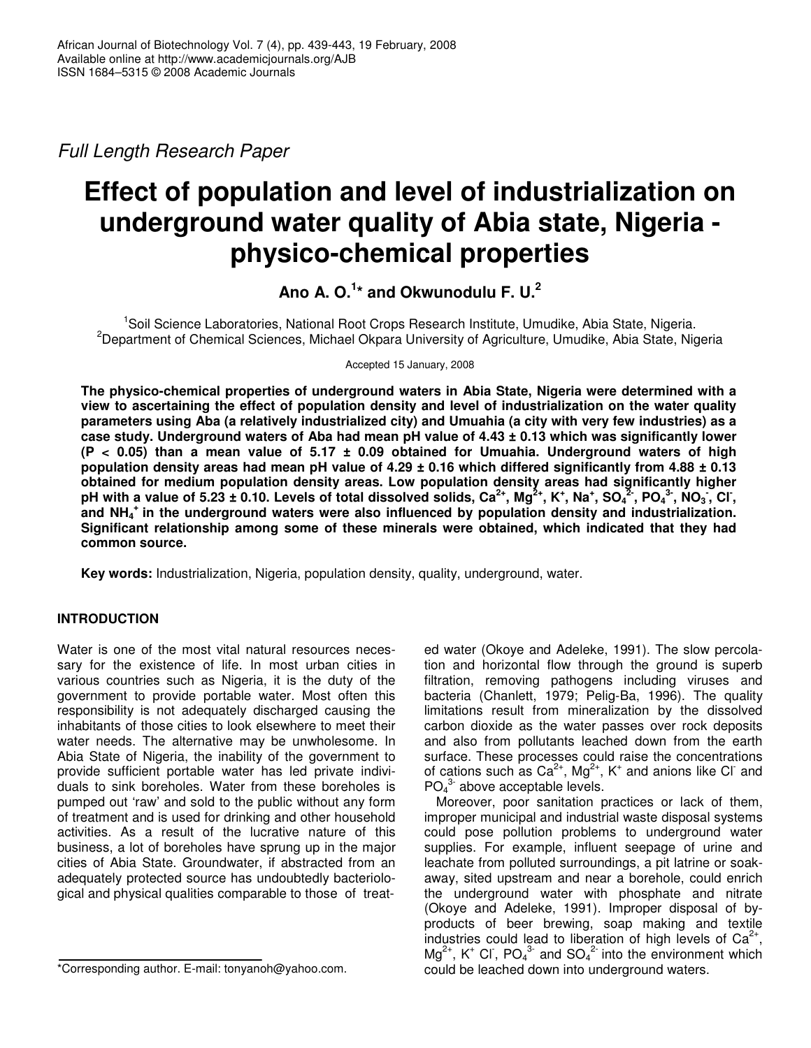*Full Length Research Paper*

# Effect of population and level of industrialization on underground water quality of Abia state, Nigeria - physico-chemical properties

**Ano A. O.[1]* and Okwunodulu F. U.[2]**

[1]Soil Science Laboratories, National Root Crops Research Institute, Umudike, Abia State, Nigeria.
[2]Department of Chemical Sciences, Michael Okpara University of Agriculture, Umudike, Abia State, Nigeria

Accepted 15 January, 2008

**The physico-chemical properties of underground waters in Abia State, Nigeria were determined with a view to ascertaining the effect of population density and level of industrialization on the water quality parameters using Aba (a relatively industrialized city) and Umuahia (a city with very few industries) as a case study. Underground waters of Aba had mean pH value of 4.43 ± 0.13 which was significantly lower ($P < 0.05$) than a mean value of 5.17 ± 0.09 obtained for Umuahia. Underground waters of high population density areas had mean pH value of 4.29 ± 0.16 which differed significantly from 4.88 ± 0.13 obtained for medium population density areas. Low population density areas had significantly higher pH with a value of 5.23 ± 0.10. Levels of total dissolved solids, $Ca^{2+}$, $Mg^{2+}$, $K^+$, $Na^+$, $SO_4^{2-}$, $PO_4^{3-}$, $NO_3^-$, $Cl^-$, and $NH_4^+$ in the underground waters were also influenced by population density and industrialization. Significant relationship among some of these minerals were obtained, which indicated that they had common source.**

**Key words:** Industrialization, Nigeria, population density, quality, underground, water.

## INTRODUCTION

Water is one of the most vital natural resources necessary for the existence of life. In most urban cities in various countries such as Nigeria, it is the duty of the government to provide portable water. Most often this responsibility is not adequately discharged causing the inhabitants of those cities to look elsewhere to meet their water needs. The alternative may be unwholesome. In Abia State of Nigeria, the inability of the government to provide sufficient portable water has led private individuals to sink boreholes. Water from these boreholes is pumped out 'raw' and sold to the public without any form of treatment and is used for drinking and other household activities. As a result of the lucrative nature of this business, a lot of boreholes have sprung up in the major cities of Abia State. Groundwater, if abstracted from an adequately protected source has undoubtedly bacteriological and physical qualities comparable to those of treated water (Okoye and Adeleke, 1991). The slow percolation and horizontal flow through the ground is superb filtration, removing pathogens including viruses and bacteria (Chanlett, 1979; Pelig-Ba, 1996). The quality limitations result from mineralization by the dissolved carbon dioxide as the water passes over rock deposits and also from pollutants leached down from the earth surface. These processes could raise the concentrations of cations such as $Ca^{2+}$, $Mg^{2+}$, $K^+$ and anions like $Cl^-$ and $PO_4^{3-}$ above acceptable levels.

Moreover, poor sanitation practices or lack of them, improper municipal and industrial waste disposal systems could pose pollution problems to underground water supplies. For example, influent seepage of urine and leachate from polluted surroundings, a pit latrine or soakaway, sited upstream and near a borehole, could enrich the underground water with phosphate and nitrate (Okoye and Adeleke, 1991). Improper disposal of by-products of beer brewing, soap making and textile industries could lead to liberation of high levels of $Ca^{2+}$, $Mg^{2+}$, $K^+$ $Cl^-$, $PO_4^{3-}$ and $SO_4^{2-}$ into the environment which could be leached down into underground waters.

*Corresponding author. E-mail: tonyanoh@yahoo.com.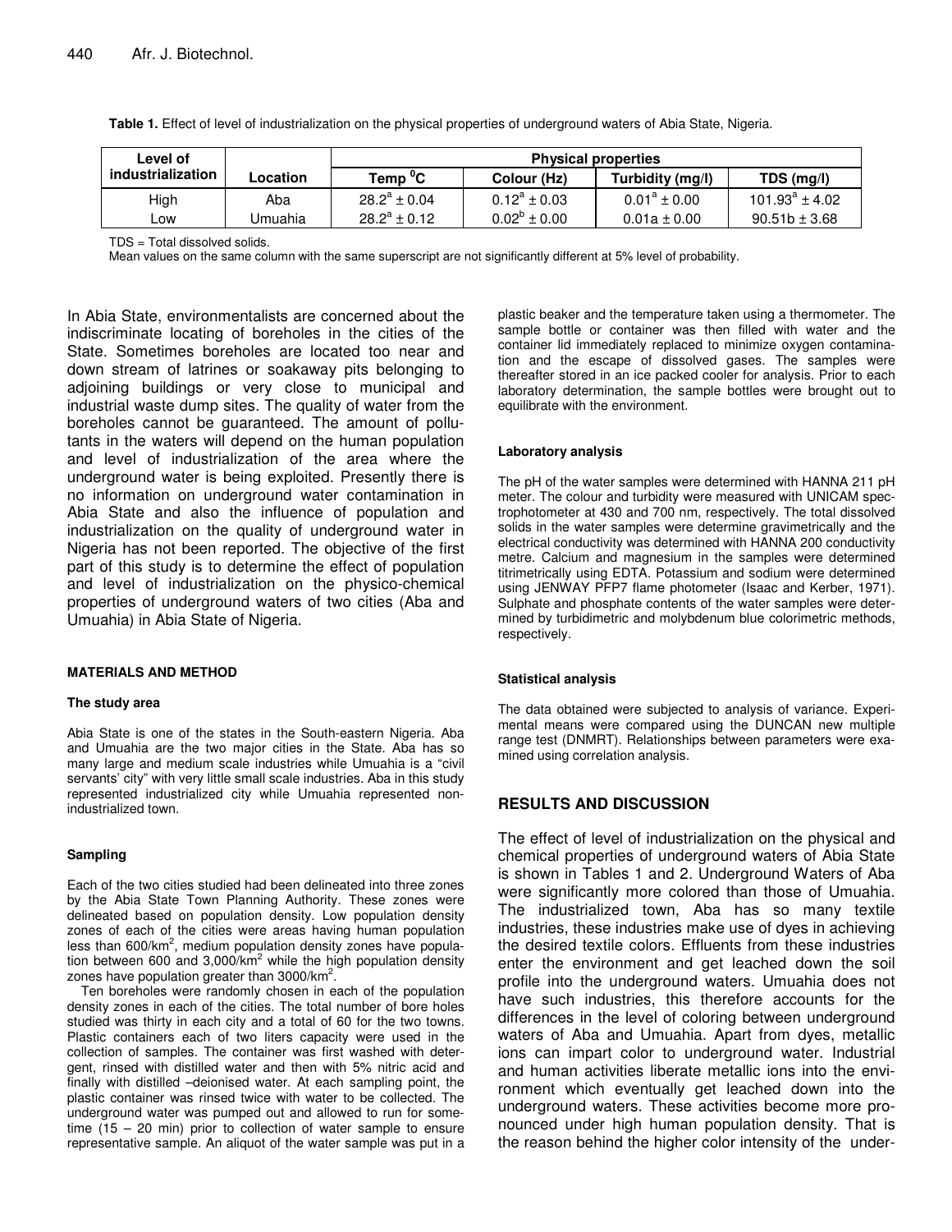**Table 1.** Effect of level of industrialization on the physical properties of underground waters of Abia State, Nigeria.

| Level of industrialization | Location | Physical properties | | | |
|---|---|---|---|---|---|
| | | Temp $^0$C | Colour (Hz) | Turbidity (mg/l) | TDS (mg/l) |
| High | Aba | $28.2^a \pm 0.04$ | $0.12^a \pm 0.03$ | $0.01^a \pm 0.00$ | $101.93^a \pm 4.02$ |
| Low | Umuahia | $28.2^a \pm 0.12$ | $0.02^b \pm 0.00$ | 0.01a ± 0.00 | 90.51b ± 3.68 |

TDS = Total dissolved solids.
Mean values on the same column with the same superscript are not significantly different at 5% level of probability.

In Abia State, environmentalists are concerned about the indiscriminate locating of boreholes in the cities of the State. Sometimes boreholes are located too near and down stream of latrines or soakaway pits belonging to adjoining buildings or very close to municipal and industrial waste dump sites. The quality of water from the boreholes cannot be guaranteed. The amount of pollutants in the waters will depend on the human population and level of industrialization of the area where the underground water is being exploited. Presently there is no information on underground water contamination in Abia State and also the influence of population and industrialization on the quality of underground water in Nigeria has not been reported. The objective of the first part of this study is to determine the effect of population and level of industrialization on the physico-chemical properties of underground waters of two cities (Aba and Umuahia) in Abia State of Nigeria.

## MATERIALS AND METHOD

### The study area

Abia State is one of the states in the South-eastern Nigeria. Aba and Umuahia are the two major cities in the State. Aba has so many large and medium scale industries while Umuahia is a "civil servants' city" with very little small scale industries. Aba in this study represented industrialized city while Umuahia represented non-industrialized town.

### Sampling

Each of the two cities studied had been delineated into three zones by the Abia State Town Planning Authority. These zones were delineated based on population density. Low population density zones of each of the cities were areas having human population less than 600/km$^2$, medium population density zones have population between 600 and 3,000/km$^2$ while the high population density zones have population greater than 3000/km$^2$.

Ten boreholes were randomly chosen in each of the population density zones in each of the cities. The total number of bore holes studied was thirty in each city and a total of 60 for the two towns. Plastic containers each of two liters capacity were used in the collection of samples. The container was first washed with detergent, rinsed with distilled water and then with 5% nitric acid and finally with distilled –deionised water. At each sampling point, the plastic container was rinsed twice with water to be collected. The underground water was pumped out and allowed to run for sometime (15 – 20 min) prior to collection of water sample to ensure representative sample. An aliquot of the water sample was put in a plastic beaker and the temperature taken using a thermometer. The sample bottle or container was then filled with water and the container lid immediately replaced to minimize oxygen contamination and the escape of dissolved gases. The samples were thereafter stored in an ice packed cooler for analysis. Prior to each laboratory determination, the sample bottles were brought out to equilibrate with the environment.

### Laboratory analysis

The pH of the water samples were determined with HANNA 211 pH meter. The colour and turbidity were measured with UNICAM spectrophotometer at 430 and 700 nm, respectively. The total dissolved solids in the water samples were determine gravimetrically and the electrical conductivity was determined with HANNA 200 conductivity metre. Calcium and magnesium in the samples were determined titrimetrically using EDTA. Potassium and sodium were determined using JENWAY PFP7 flame photometer (Isaac and Kerber, 1971). Sulphate and phosphate contents of the water samples were determined by turbidimetric and molybdenum blue colorimetric methods, respectively.

### Statistical analysis

The data obtained were subjected to analysis of variance. Experimental means were compared using the DUNCAN new multiple range test (DNMRT). Relationships between parameters were examined using correlation analysis.

## RESULTS AND DISCUSSION

The effect of level of industrialization on the physical and chemical properties of underground waters of Abia State is shown in Tables 1 and 2. Underground Waters of Aba were significantly more colored than those of Umuahia. The industrialized town, Aba has so many textile industries, these industries make use of dyes in achieving the desired textile colors. Effluents from these industries enter the environment and get leached down the soil profile into the underground waters. Umuahia does not have such industries, this therefore accounts for the differences in the level of coloring between underground waters of Aba and Umuahia. Apart from dyes, metallic ions can impart color to underground water. Industrial and human activities liberate metallic ions into the environment which eventually get leached down into the underground waters. These activities become more pronounced under high human population density. That is the reason behind the higher color intensity of the under-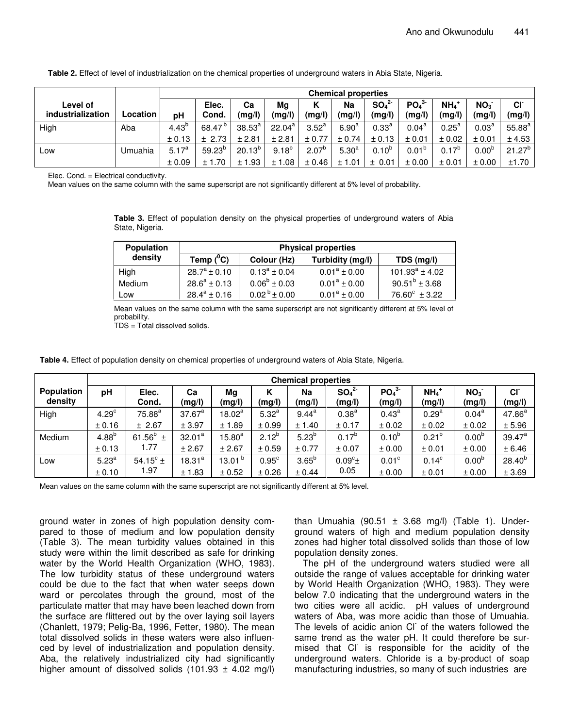**Table 2.** Effect of level of industrialization on the chemical properties of underground waters in Abia State, Nigeria.

| Level of industrialization | Location | Chemical properties | | | | | | | | | | |
|---|---|---|---|---|---|---|---|---|---|---|---|---|
| | | pH | Elec. Cond. | Ca (mg/l) | Mg (mg/l) | K (mg/l) | Na (mg/l) | $SO_4^{2-}$ (mg/l) | $PO_4^{3-}$ (mg/l) | $NH_4^+$ (mg/l) | $NO_3^-$ (mg/l) | $Cl^-$ (mg/l) |
| High | Aba | $4.43^b$ | $68.47^b$ | $38.53^a$ | $22.04^a$ | $3.52^a$ | $6.90^a$ | $0.33^a$ | $0.04^a$ | $0.25^a$ | $0.03^a$ | $55.88^a$ |
| | | ± 0.13 | ± 2.73 | ± 2.81 | ± 2.81 | ± 0.77 | ± 0.74 | ± 0.13 | ± 0.01 | ± 0.02 | ± 0.01 | ± 4.53 |
| Low | Umuahia | $5.17^a$ | $59.23^b$ | $20.13^b$ | $9.18^b$ | $2.07^b$ | $5.30^a$ | $0.10^b$ | $0.01^b$ | $0.17^b$ | $0.00^b$ | $21.27^b$ |
| | | ± 0.09 | ± 1.70 | ± 1.93 | ± 1.08 | ± 0.46 | ± 1.01 | ± 0.01 | ± 0.00 | ± 0.01 | ± 0.00 | ±1.70 |

Elec. Cond. = Electrical conductivity.
Mean values on the same column with the same superscript are not significantly different at 5% level of probability.

**Table 3.** Effect of population density on the physical properties of underground waters of Abia State, Nigeria.

| Population density | Physical properties | | | |
|---|---|---|---|---|
| | Temp ($^0$C) | Colour (Hz) | Turbidity (mg/l) | TDS (mg/l) |
| High | $28.7^a$ ± 0.10 | $0.13^a$ ± 0.04 | $0.01^a$ ± 0.00 | $101.93^a$ ± 4.02 |
| Medium | $28.6^a$ ± 0.13 | $0.06^b$ ± 0.03 | $0.01^a$ ± 0.00 | $90.51^b$ ± 3.68 |
| Low | $28.4^a$ ± 0.16 | $0.02^b$ ± 0.00 | $0.01^a$ ± 0.00 | $76.60^c$ ± 3.22 |

Mean values on the same column with the same superscript are not significantly different at 5% level of probability.
TDS = Total dissolved solids.

**Table 4.** Effect of population density on chemical properties of underground waters of Abia State, Nigeria.

| Population density | Chemical properties | | | | | | | | | | |
|---|---|---|---|---|---|---|---|---|---|---|---|
| | pH | Elec. Cond. | Ca (mg/l) | Mg (mg/l) | K (mg/l) | Na (mg/l) | $SO_4^{2-}$ (mg/l) | $PO_4^{3-}$ (mg/l) | $NH_4^+$ (mg/l) | $NO_3^-$ (mg/l) | $Cl^-$ (mg/l) |
| High | $4.29^c$ | $75.88^a$ | $37.67^a$ | $18.02^a$ | $5.32^a$ | $9.44^a$ | $0.38^a$ | $0.43^a$ | $0.29^a$ | $0.04^a$ | $47.86^a$ |
| | ± 0.16 | ± 2.67 | ± 3.97 | ± 1.89 | ± 0.99 | ± 1.40 | ± 0.17 | ± 0.02 | ± 0.02 | ± 0.02 | ± 5.96 |
| Medium | $4.88^b$ | $61.56^b$ ± 1.77 | $32.01^a$ | $15.80^a$ | $2.12^b$ | $5.23^b$ | $0.17^b$ | $0.10^b$ | $0.21^b$ | $0.00^b$ | $39.47^a$ |
| | ± 0.13 | | ± 2.67 | ± 2.67 | ± 0.59 | ± 0.77 | ± 0.07 | ± 0.00 | ± 0.01 | ± 0.00 | ± 6.46 |
| Low | $5.23^a$ | $54.15^c$ ± 1.97 | $18.31^a$ | $13.01^b$ | $0.95^c$ | $3.65^b$ | $0.09^c$± 0.05 | $0.01^c$ | $0.14^c$ | $0.00^b$ | $28.40^b$ |
| | ± 0.10 | | ± 1.83 | ± 0.52 | ± 0.26 | ± 0.44 | | ± 0.00 | ± 0.01 | ± 0.00 | ± 3.69 |

Mean values on the same column with the same superscript are not significantly different at 5% level.

ground water in zones of high population density compared to those of medium and low population density (Table 3). The mean turbidity values obtained in this study were within the limit described as safe for drinking water by the World Health Organization (WHO, 1983). The low turbidity status of these underground waters could be due to the fact that when water seeps down ward or percolates through the ground, most of the particulate matter that may have been leached down from the surface are flittered out by the over laying soil layers (Chanlett, 1979; Pelig-Ba, 1996, Fetter, 1980). The mean total dissolved solids in these waters were also influenced by level of industrialization and population density. Aba, the relatively industrialized city had significantly higher amount of dissolved solids (101.93 ± 4.02 mg/l) than Umuahia (90.51 ± 3.68 mg/l) (Table 1). Underground waters of high and medium population density zones had higher total dissolved solids than those of low population density zones.

The pH of the underground waters studied were all outside the range of values acceptable for drinking water by World Health Organization (WHO, 1983). They were below 7.0 indicating that the underground waters in the two cities were all acidic. pH values of underground waters of Aba, was more acidic than those of Umuahia. The levels of acidic anion $Cl^-$ of the waters followed the same trend as the water pH. It could therefore be surmised that $Cl^-$ is responsible for the acidity of the underground waters. Chloride is a by-product of soap manufacturing industries, so many of such industries are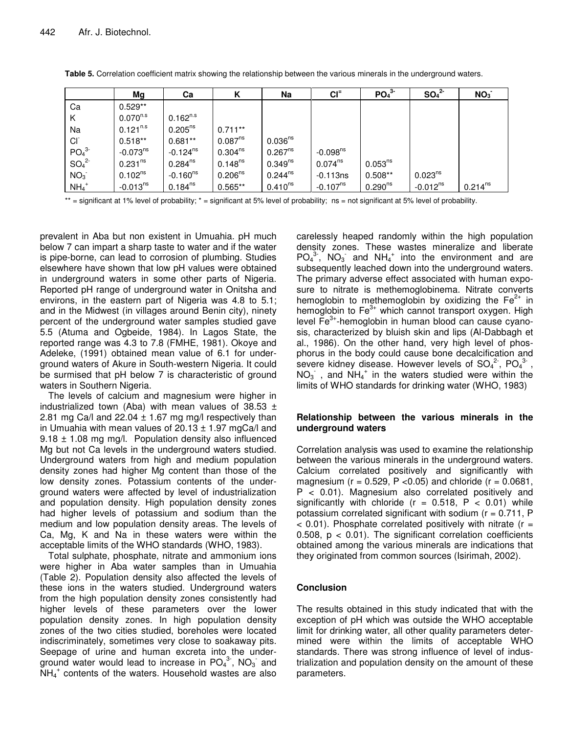**Table 5.** Correlation coefficient matrix showing the relationship between the various minerals in the underground waters.

| | Mg | Ca | K | Na | $Cl^{=}$ | $PO_4^{3-}$ | $SO_4^{2-}$ | $NO_3^-$ |
|---|---|---|---|---|---|---|---|---|
| Ca | 0.529** | | | | | | | |
| K | $0.070^{n.s}$ | $0.162^{n.s}$ | | | | | | |
| Na | $0.121^{n.s}$ | $0.205^{ns}$ | 0.711** | | | | | |
| $Cl^-$ | 0.518** | 0.681** | $0.087^{ns}$ | $0.036^{ns}$ | | | | |
| $PO_4^{3-}$ | $-0.073^{ns}$ | $-0.124^{ns}$ | $0.304^{ns}$ | $0.267^{ns}$ | $-0.098^{ns}$ | | | |
| $SO_4^{2-}$ | $0.231^{ns}$ | $0.284^{ns}$ | $0.148^{ns}$ | $0.349^{ns}$ | $0.074^{ns}$ | $0.053^{ns}$ | | |
| $NO_3^-$ | $0.102^{ns}$ | $-0.160^{ns}$ | $0.206^{ns}$ | $0.244^{ns}$ | -0.113ns | 0.508** | $0.023^{ns}$ | |
| $NH_4^+$ | $-0.013^{ns}$ | $0.184^{ns}$ | 0.565** | $0.410^{ns}$ | $-0.107^{ns}$ | $0.290^{ns}$ | $-0.012^{ns}$ | $0.214^{ns}$ |

** = significant at 1% level of probability; * = significant at 5% level of probability; ns = not significant at 5% level of probability.

prevalent in Aba but non existent in Umuahia. pH much below 7 can impart a sharp taste to water and if the water is pipe-borne, can lead to corrosion of plumbing. Studies elsewhere have shown that low pH values were obtained in underground waters in some other parts of Nigeria. Reported pH range of underground water in Onitsha and environs, in the eastern part of Nigeria was 4.8 to 5.1; and in the Midwest (in villages around Benin city), ninety percent of the underground water samples studied gave 5.5 (Atuma and Ogbeide, 1984). In Lagos State, the reported range was 4.3 to 7.8 (FMHE, 1981). Okoye and Adeleke, (1991) obtained mean value of 6.1 for underground waters of Akure in South-western Nigeria. It could be surmised that pH below 7 is characteristic of ground waters in Southern Nigeria.

The levels of calcium and magnesium were higher in industrialized town (Aba) with mean values of 38.53 ± 2.81 mg Ca/l and 22.04 ± 1.67 mg mg/l respectively than in Umuahia with mean values of 20.13 ± 1.97 mgCa/l and 9.18 ± 1.08 mg mg/l. Population density also influenced Mg but not Ca levels in the underground waters studied. Underground waters from high and medium population density zones had higher Mg content than those of the low density zones. Potassium contents of the underground waters were affected by level of industrialization and population density. High population density zones had higher levels of potassium and sodium than the medium and low population density areas. The levels of Ca, Mg, K and Na in these waters were within the acceptable limits of the WHO standards (WHO, 1983).

Total sulphate, phosphate, nitrate and ammonium ions were higher in Aba water samples than in Umuahia (Table 2). Population density also affected the levels of these ions in the waters studied. Underground waters from the high population density zones consistently had higher levels of these parameters over the lower population density zones. In high population density zones of the two cities studied, boreholes were located indiscriminately, sometimes very close to soakaway pits. Seepage of urine and human excreta into the underground water would lead to increase in $PO_4^{3-}$, $NO_3^-$ and $NH_4^+$ contents of the waters. Household wastes are also carelessly heaped randomly within the high population density zones. These wastes mineralize and liberate $PO_4^{3-}$, $NO_3^-$ and $NH_4^+$ into the environment and are subsequently leached down into the underground waters. The primary adverse effect associated with human exposure to nitrate is methemoglobinema. Nitrate converts hemoglobin to methemoglobin by oxidizing the $Fe^{2+}$ in hemoglobin to $Fe^{3+}$ which cannot transport oxygen. High level $Fe^{3+}$-hemoglobin in human blood can cause cyanosis, characterized by bluish skin and lips (Al-Dabbagh et al., 1986). On the other hand, very high level of phosphorus in the body could cause bone decalcification and severe kidney disease. However levels of $SO_4^{2-}$, $PO_4^{3-}$, $NO_3^-$ , and $NH_4^+$ in the waters studied were within the limits of WHO standards for drinking water (WHO, 1983)

## Relationship between the various minerals in the underground waters

Correlation analysis was used to examine the relationship between the various minerals in the underground waters. Calcium correlated positively and significantly with magnesium ($r = 0.529$, $P < 0.05$) and chloride ($r = 0.0681$, $P < 0.01$). Magnesium also correlated positively and significantly with chloride ($r = 0.518$, $P < 0.01$) while potassium correlated significant with sodium ($r = 0.711$, $P < 0.01$). Phosphate correlated positively with nitrate ($r = 0.508$, $p < 0.01$). The significant correlation coefficients obtained among the various minerals are indications that they originated from common sources (Isirimah, 2002).

## Conclusion

The results obtained in this study indicated that with the exception of pH which was outside the WHO acceptable limit for drinking water, all other quality parameters determined were within the limits of acceptable WHO standards. There was strong influence of level of industrialization and population density on the amount of these parameters.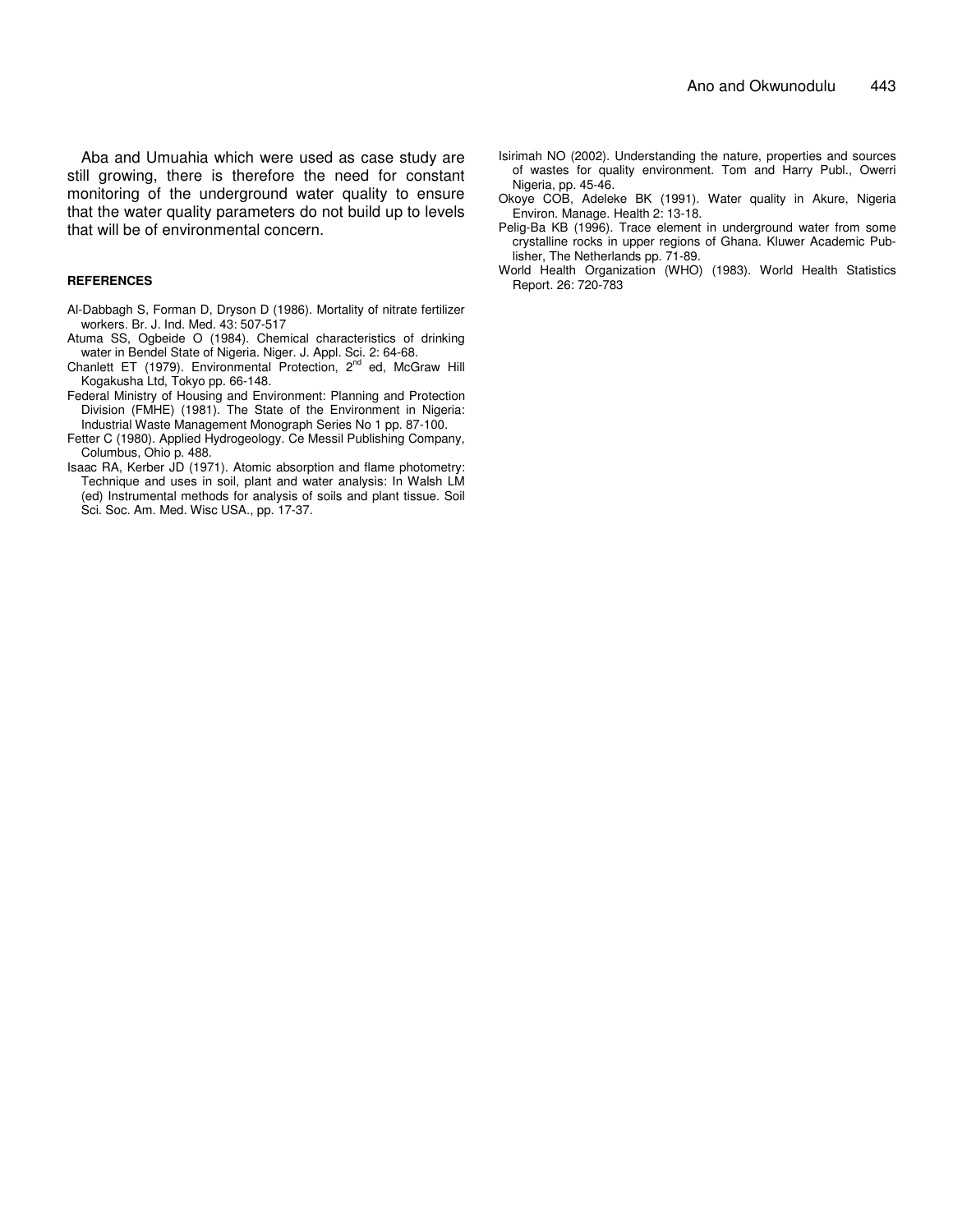Aba and Umuahia which were used as case study are still growing, there is therefore the need for constant monitoring of the underground water quality to ensure that the water quality parameters do not build up to levels that will be of environmental concern.

## REFERENCES

Al-Dabbagh S, Forman D, Dryson D (1986). Mortality of nitrate fertilizer workers. Br. J. Ind. Med. 43: 507-517

Atuma SS, Ogbeide O (1984). Chemical characteristics of drinking water in Bendel State of Nigeria. Niger. J. Appl. Sci. 2: 64-68.

Chanlett ET (1979). Environmental Protection, 2nd ed, McGraw Hill Kogakusha Ltd, Tokyo pp. 66-148.

Federal Ministry of Housing and Environment: Planning and Protection Division (FMHE) (1981). The State of the Environment in Nigeria: Industrial Waste Management Monograph Series No 1 pp. 87-100.

Fetter C (1980). Applied Hydrogeology. Ce Messil Publishing Company, Columbus, Ohio p. 488.

Isaac RA, Kerber JD (1971). Atomic absorption and flame photometry: Technique and uses in soil, plant and water analysis: In Walsh LM (ed) Instrumental methods for analysis of soils and plant tissue. Soil Sci. Soc. Am. Med. Wisc USA., pp. 17-37.

Isirimah NO (2002). Understanding the nature, properties and sources of wastes for quality environment. Tom and Harry Publ., Owerri Nigeria, pp. 45-46.

Okoye COB, Adeleke BK (1991). Water quality in Akure, Nigeria Environ. Manage. Health 2: 13-18.

Pelig-Ba KB (1996). Trace element in underground water from some crystalline rocks in upper regions of Ghana. Kluwer Academic Publisher, The Netherlands pp. 71-89.

World Health Organization (WHO) (1983). World Health Statistics Report. 26: 720-783